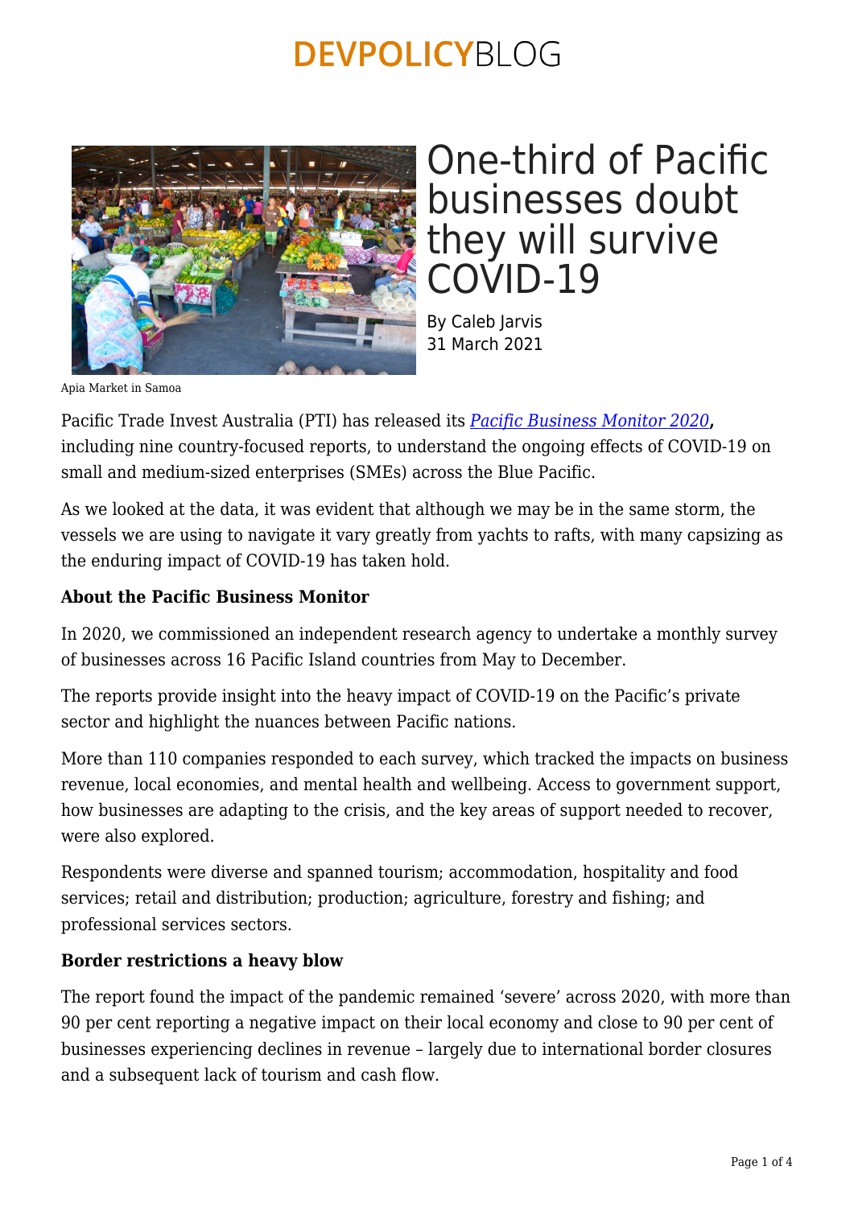# One-third of Pacific businesses doubt they will survive COVID-19

By Caleb Jarvis
31 March 2021

Apia Market in Samoa

Pacific Trade Invest Australia (PTI) has released its *Pacific Business Monitor 2020*, including nine country-focused reports, to understand the ongoing effects of COVID-19 on small and medium-sized enterprises (SMEs) across the Blue Pacific.

As we looked at the data, it was evident that although we may be in the same storm, the vessels we are using to navigate it vary greatly from yachts to rafts, with many capsizing as the enduring impact of COVID-19 has taken hold.

**About the Pacific Business Monitor**

In 2020, we commissioned an independent research agency to undertake a monthly survey of businesses across 16 Pacific Island countries from May to December.

The reports provide insight into the heavy impact of COVID-19 on the Pacific's private sector and highlight the nuances between Pacific nations.

More than 110 companies responded to each survey, which tracked the impacts on business revenue, local economies, and mental health and wellbeing. Access to government support, how businesses are adapting to the crisis, and the key areas of support needed to recover, were also explored.

Respondents were diverse and spanned tourism; accommodation, hospitality and food services; retail and distribution; production; agriculture, forestry and fishing; and professional services sectors.

**Border restrictions a heavy blow**

The report found the impact of the pandemic remained 'severe' across 2020, with more than 90 per cent reporting a negative impact on their local economy and close to 90 per cent of businesses experiencing declines in revenue – largely due to international border closures and a subsequent lack of tourism and cash flow.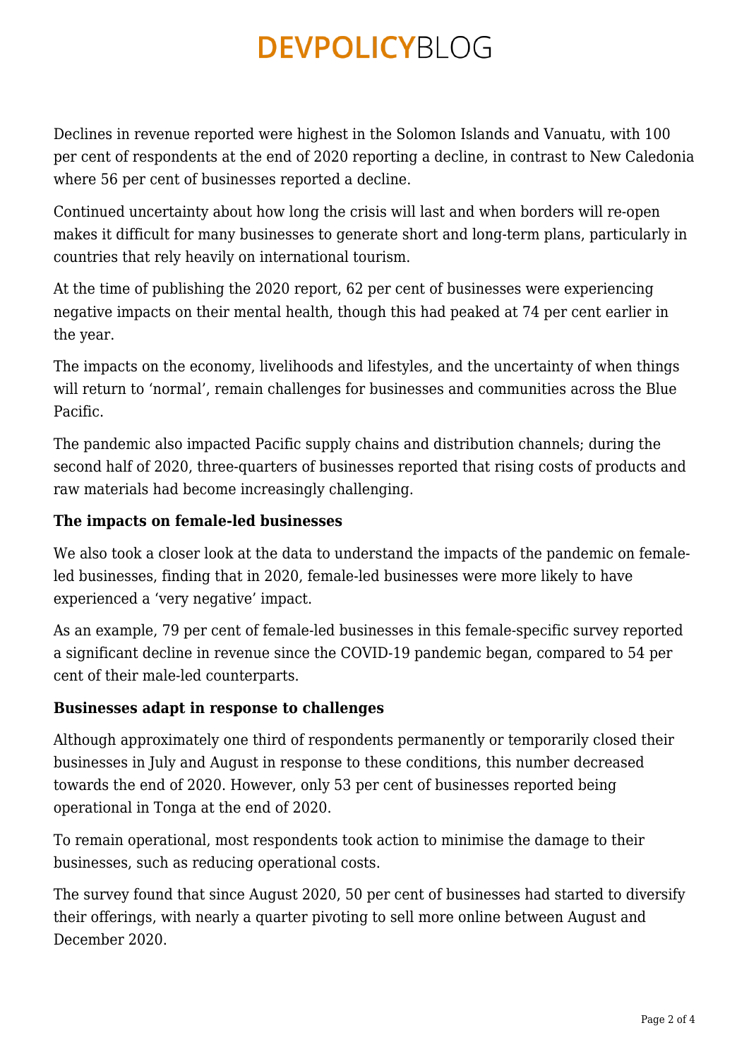Declines in revenue reported were highest in the Solomon Islands and Vanuatu, with 100 per cent of respondents at the end of 2020 reporting a decline, in contrast to New Caledonia where 56 per cent of businesses reported a decline.

Continued uncertainty about how long the crisis will last and when borders will re-open makes it difficult for many businesses to generate short and long-term plans, particularly in countries that rely heavily on international tourism.

At the time of publishing the 2020 report, 62 per cent of businesses were experiencing negative impacts on their mental health, though this had peaked at 74 per cent earlier in the year.

The impacts on the economy, livelihoods and lifestyles, and the uncertainty of when things will return to 'normal', remain challenges for businesses and communities across the Blue Pacific.

The pandemic also impacted Pacific supply chains and distribution channels; during the second half of 2020, three-quarters of businesses reported that rising costs of products and raw materials had become increasingly challenging.

**The impacts on female-led businesses**

We also took a closer look at the data to understand the impacts of the pandemic on female-led businesses, finding that in 2020, female-led businesses were more likely to have experienced a 'very negative' impact.

As an example, 79 per cent of female-led businesses in this female-specific survey reported a significant decline in revenue since the COVID-19 pandemic began, compared to 54 per cent of their male-led counterparts.

**Businesses adapt in response to challenges**

Although approximately one third of respondents permanently or temporarily closed their businesses in July and August in response to these conditions, this number decreased towards the end of 2020. However, only 53 per cent of businesses reported being operational in Tonga at the end of 2020.

To remain operational, most respondents took action to minimise the damage to their businesses, such as reducing operational costs.

The survey found that since August 2020, 50 per cent of businesses had started to diversify their offerings, with nearly a quarter pivoting to sell more online between August and December 2020.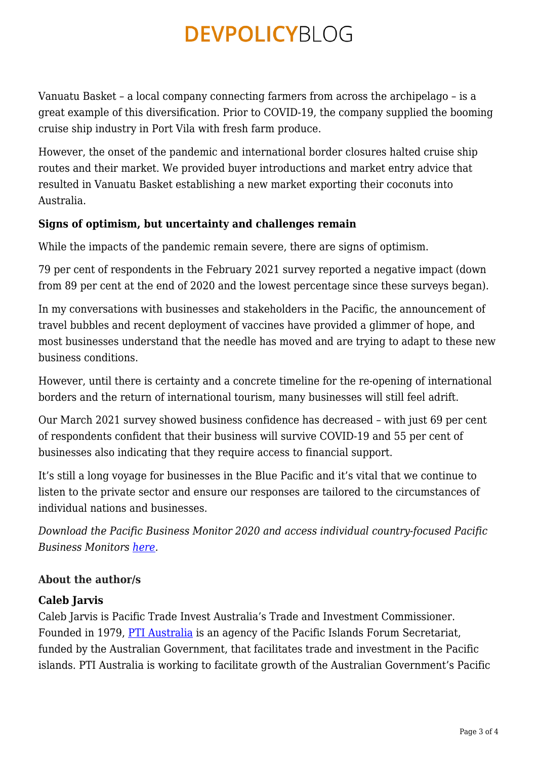Vanuatu Basket – a local company connecting farmers from across the archipelago – is a great example of this diversification. Prior to COVID-19, the company supplied the booming cruise ship industry in Port Vila with fresh farm produce.

However, the onset of the pandemic and international border closures halted cruise ship routes and their market. We provided buyer introductions and market entry advice that resulted in Vanuatu Basket establishing a new market exporting their coconuts into Australia.

**Signs of optimism, but uncertainty and challenges remain**

While the impacts of the pandemic remain severe, there are signs of optimism.

79 per cent of respondents in the February 2021 survey reported a negative impact (down from 89 per cent at the end of 2020 and the lowest percentage since these surveys began).

In my conversations with businesses and stakeholders in the Pacific, the announcement of travel bubbles and recent deployment of vaccines have provided a glimmer of hope, and most businesses understand that the needle has moved and are trying to adapt to these new business conditions.

However, until there is certainty and a concrete timeline for the re-opening of international borders and the return of international tourism, many businesses will still feel adrift.

Our March 2021 survey showed business confidence has decreased – with just 69 per cent of respondents confident that their business will survive COVID-19 and 55 per cent of businesses also indicating that they require access to financial support.

It's still a long voyage for businesses in the Blue Pacific and it's vital that we continue to listen to the private sector and ensure our responses are tailored to the circumstances of individual nations and businesses.

*Download the Pacific Business Monitor 2020 and access individual country-focused Pacific Business Monitors [here](here).*

**About the author/s**

**Caleb Jarvis**

Caleb Jarvis is Pacific Trade Invest Australia's Trade and Investment Commissioner. Founded in 1979, [PTI Australia](PTI Australia) is an agency of the Pacific Islands Forum Secretariat, funded by the Australian Government, that facilitates trade and investment in the Pacific islands. PTI Australia is working to facilitate growth of the Australian Government's Pacific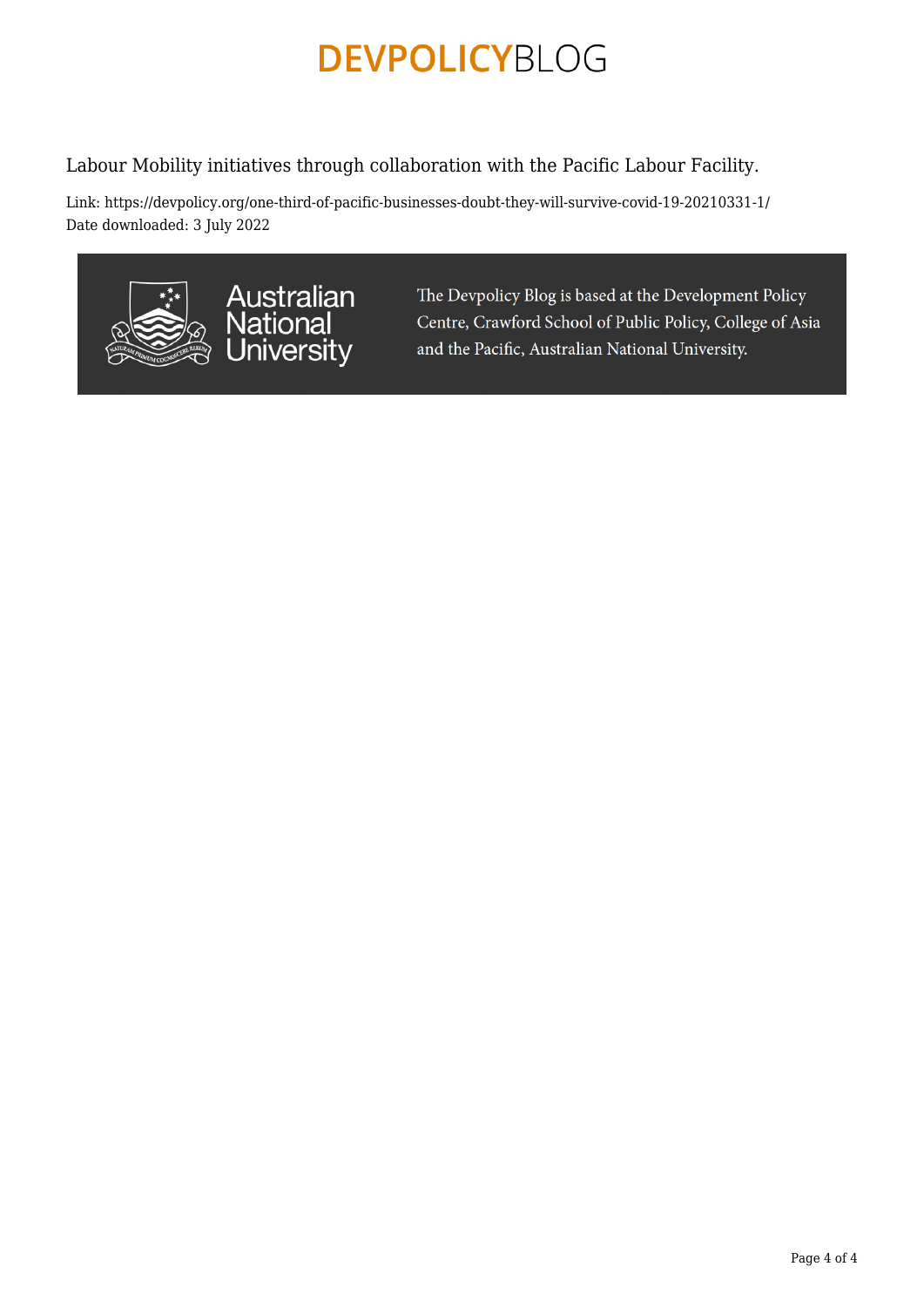Labour Mobility initiatives through collaboration with the Pacific Labour Facility.

Link: https://devpolicy.org/one-third-of-pacific-businesses-doubt-they-will-survive-covid-19-20210331-1/
Date downloaded: 3 July 2022

Australian National University

The Devpolicy Blog is based at the Development Policy Centre, Crawford School of Public Policy, College of Asia and the Pacific, Australian National University.